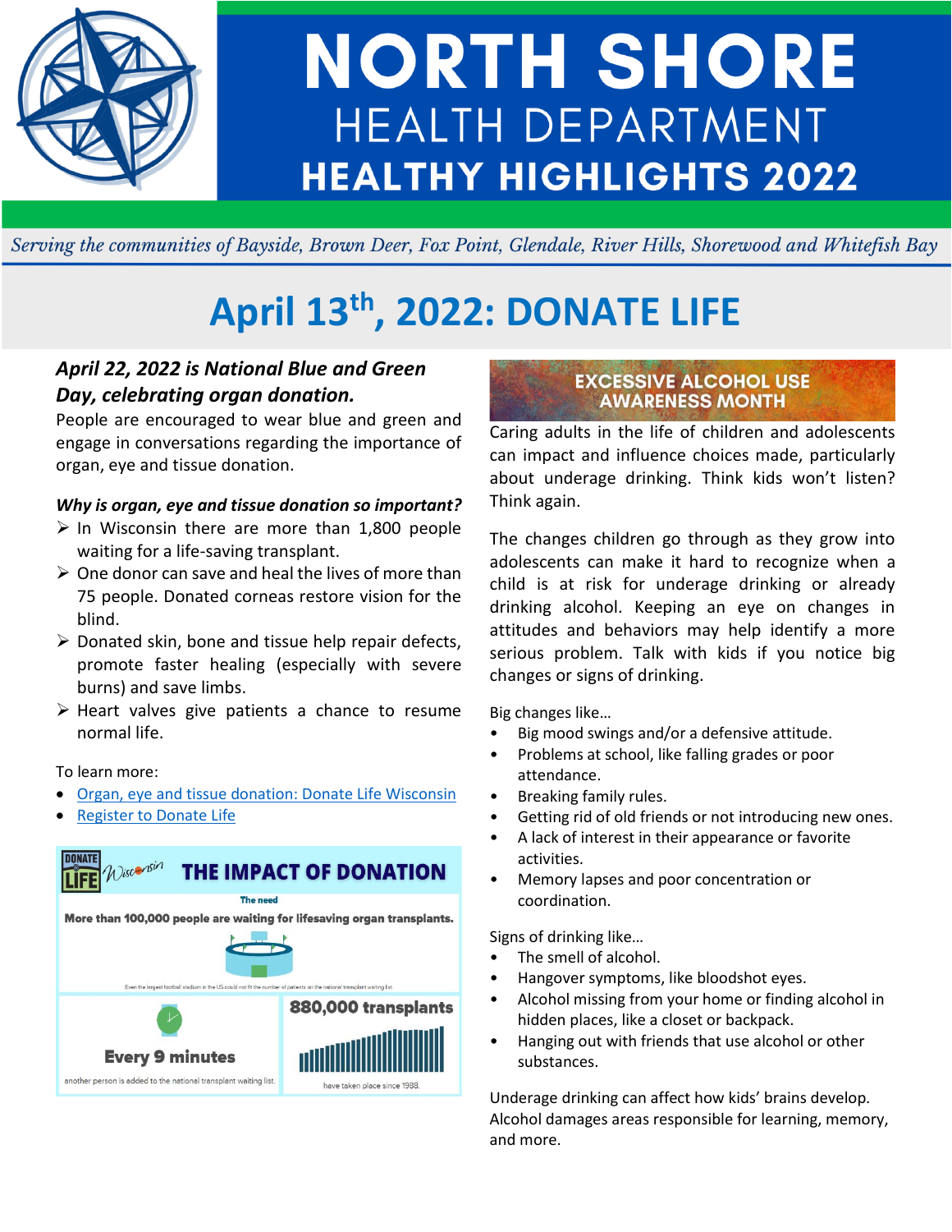# NORTH SHORE HEALTH DEPARTMENT

## HEALTHY HIGHLIGHTS 2022

*Serving the communities of Bayside, Brown Deer, Fox Point, Glendale, River Hills, Shorewood and Whitefish Bay*

# April 13th, 2022: DONATE LIFE

### *April 22, 2022 is National Blue and Green Day, celebrating organ donation.*

People are encouraged to wear blue and green and engage in conversations regarding the importance of organ, eye and tissue donation.

***Why is organ, eye and tissue donation so important?***

- In Wisconsin there are more than 1,800 people waiting for a life-saving transplant.
- One donor can save and heal the lives of more than 75 people. Donated corneas restore vision for the blind.
- Donated skin, bone and tissue help repair defects, promote faster healing (especially with severe burns) and save limbs.
- Heart valves give patients a chance to resume normal life.

To learn more:

- Organ, eye and tissue donation: Donate Life Wisconsin
- Register to Donate Life

**DONATE LIFE Wisconsin — THE IMPACT OF DONATION**

**The need**

**More than 100,000 people are waiting for lifesaving organ transplants.**

Even the largest football stadium in the US could not fit the number of patients on the national transplant waiting list.

**Every 9 minutes** another person is added to the national transplant waiting list.

**880,000 transplants** have taken place since 1988.

## EXCESSIVE ALCOHOL USE AWARENESS MONTH

Caring adults in the life of children and adolescents can impact and influence choices made, particularly about underage drinking. Think kids won't listen? Think again.

The changes children go through as they grow into adolescents can make it hard to recognize when a child is at risk for underage drinking or already drinking alcohol. Keeping an eye on changes in attitudes and behaviors may help identify a more serious problem. Talk with kids if you notice big changes or signs of drinking.

Big changes like…

- Big mood swings and/or a defensive attitude.
- Problems at school, like falling grades or poor attendance.
- Breaking family rules.
- Getting rid of old friends or not introducing new ones.
- A lack of interest in their appearance or favorite activities.
- Memory lapses and poor concentration or coordination.

Signs of drinking like…

- The smell of alcohol.
- Hangover symptoms, like bloodshot eyes.
- Alcohol missing from your home or finding alcohol in hidden places, like a closet or backpack.
- Hanging out with friends that use alcohol or other substances.

Underage drinking can affect how kids' brains develop. Alcohol damages areas responsible for learning, memory, and more.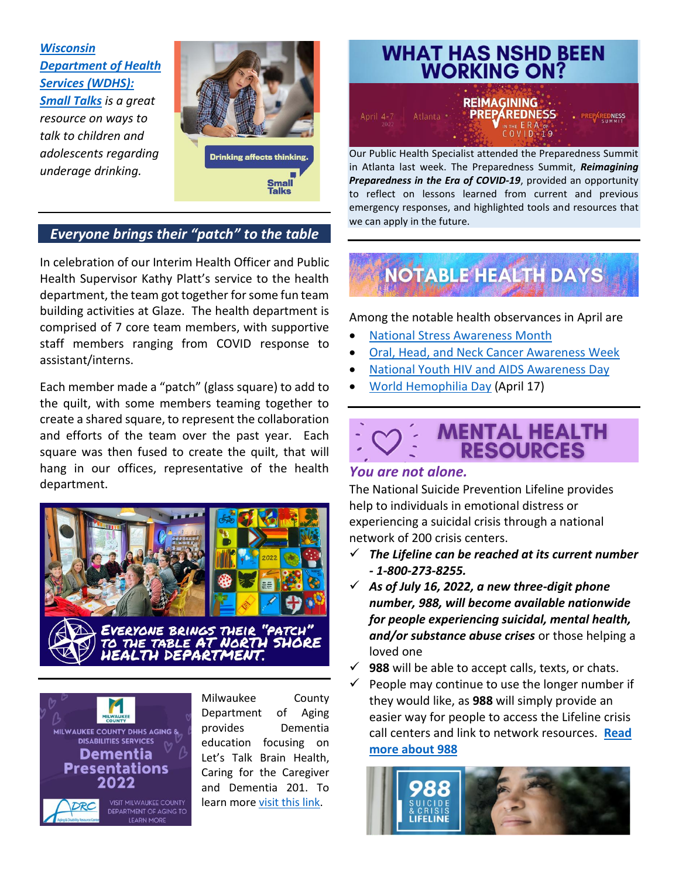***[Wisconsin Department of Health Services (WDHS): Small Talks](#)*** *is a great resource on ways to talk to children and adolescents regarding underage drinking.*

## *Everyone brings their "patch" to the table*

In celebration of our Interim Health Officer and Public Health Supervisor Kathy Platt's service to the health department, the team got together for some fun team building activities at Glaze. The health department is comprised of 7 core team members, with supportive staff members ranging from COVID response to assistant/interns.

Each member made a "patch" (glass square) to add to the quilt, with some members teaming together to create a shared square, to represent the collaboration and efforts of the team over the past year. Each square was then fused to create the quilt, that will hang in our offices, representative of the health department.

EVERYONE BRINGS THEIR "PATCH" TO THE TABLE AT NORTH SHORE HEALTH DEPARTMENT.

Milwaukee County Department of Aging provides Dementia education focusing on Let's Talk Brain Health, Caring for the Caregiver and Dementia 201. To learn more [visit this link](#).

## WHAT HAS NSHD BEEN WORKING ON?

Our Public Health Specialist attended the Preparedness Summit in Atlanta last week. The Preparedness Summit, ***Reimagining Preparedness in the Era of COVID-19***, provided an opportunity to reflect on lessons learned from current and previous emergency responses, and highlighted tools and resources that we can apply in the future.

## NOTABLE HEALTH DAYS

Among the notable health observances in April are

- [National Stress Awareness Month](#)
- [Oral, Head, and Neck Cancer Awareness Week](#)
- [National Youth HIV and AIDS Awareness Day](#)
- [World Hemophilia Day](#) (April 17)

## MENTAL HEALTH RESOURCES

### *You are not alone.*

The National Suicide Prevention Lifeline provides help to individuals in emotional distress or experiencing a suicidal crisis through a national network of 200 crisis centers.

- ✓ ***The Lifeline can be reached at its current number - 1-800-273-8255.***
- ✓ ***As of July 16, 2022, a new three-digit phone number, 988, will become available nationwide for people experiencing suicidal, mental health, and/or substance abuse crises*** or those helping a loved one
- ✓ **988** will be able to accept calls, texts, or chats.
- ✓ People may continue to use the longer number if they would like, as **988** will simply provide an easier way for people to access the Lifeline crisis call centers and link to network resources. **[Read more about 988](#)**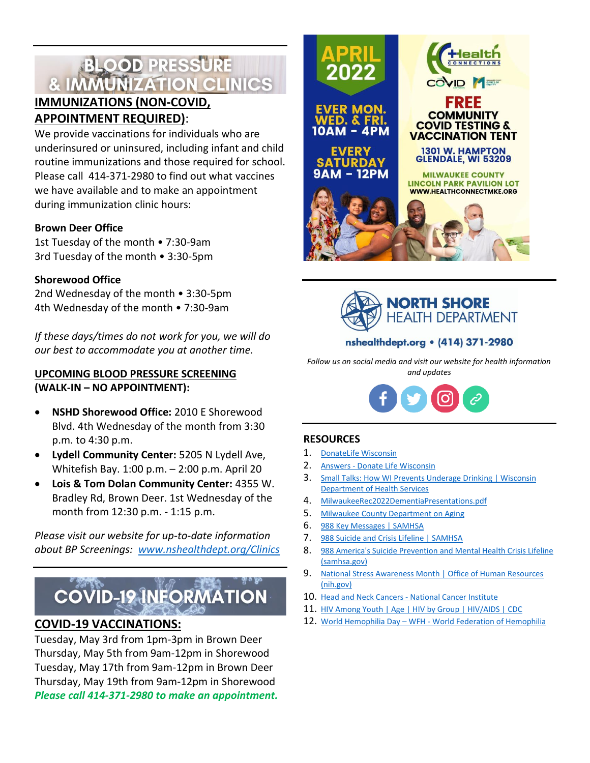# BLOOD PRESSURE & IMMUNIZATION CLINICS

**IMMUNIZATIONS (NON-COVID, APPOINTMENT REQUIRED)**:

We provide vaccinations for individuals who are underinsured or uninsured, including infant and child routine immunizations and those required for school. Please call 414-371-2980 to find out what vaccines we have available and to make an appointment during immunization clinic hours:

**Brown Deer Office**
1st Tuesday of the month • 7:30-9am
3rd Tuesday of the month • 3:30-5pm

**Shorewood Office**
2nd Wednesday of the month • 3:30-5pm
4th Wednesday of the month • 7:30-9am

*If these days/times do not work for you, we will do our best to accommodate you at another time.*

**UPCOMING BLOOD PRESSURE SCREENING (WALK-IN – NO APPOINTMENT):**

- **NSHD Shorewood Office:** 2010 E Shorewood Blvd. 4th Wednesday of the month from 3:30 p.m. to 4:30 p.m.
- **Lydell Community Center:** 5205 N Lydell Ave, Whitefish Bay. 1:00 p.m. – 2:00 p.m. April 20
- **Lois & Tom Dolan Community Center:** 4355 W. Bradley Rd, Brown Deer. 1st Wednesday of the month from 12:30 p.m. - 1:15 p.m.

*Please visit our website for up-to-date information about BP Screenings: www.nshealthdept.org/Clinics*

# COVID-19 INFORMATION

**COVID-19 VACCINATIONS:**

Tuesday, May 3rd from 1pm-3pm in Brown Deer
Thursday, May 5th from 9am-12pm in Shorewood
Tuesday, May 17th from 9am-12pm in Brown Deer
Thursday, May 19th from 9am-12pm in Shorewood
***Please call 414-371-2980 to make an appointment.***

APRIL 2022

EVER MON. WED. & FRI. 10AM - 4PM

EVERY SATURDAY 9AM - 12PM

Health Connections

COVID

FREE COMMUNITY COVID TESTING & VACCINATION TENT

1301 W. HAMPTON GLENDALE, WI 53209

MILWAUKEE COUNTY LINCOLN PARK PAVILION LOT
WWW.HEALTHCONNECTMKE.ORG

NORTH SHORE HEALTH DEPARTMENT

nshealthdept.org • (414) 371-2980

*Follow us on social media and visit our website for health information and updates*

## RESOURCES

1. DonateLife Wisconsin
2. Answers - Donate Life Wisconsin
3. Small Talks: How WI Prevents Underage Drinking | Wisconsin Department of Health Services
4. MilwaukeeRec2022DementiaPresentations.pdf
5. Milwaukee County Department on Aging
6. 988 Key Messages | SAMHSA
7. 988 Suicide and Crisis Lifeline | SAMHSA
8. 988 America's Suicide Prevention and Mental Health Crisis Lifeline (samhsa.gov)
9. National Stress Awareness Month | Office of Human Resources (nih.gov)
10. Head and Neck Cancers - National Cancer Institute
11. HIV Among Youth | Age | HIV by Group | HIV/AIDS | CDC
12. World Hemophilia Day – WFH - World Federation of Hemophilia